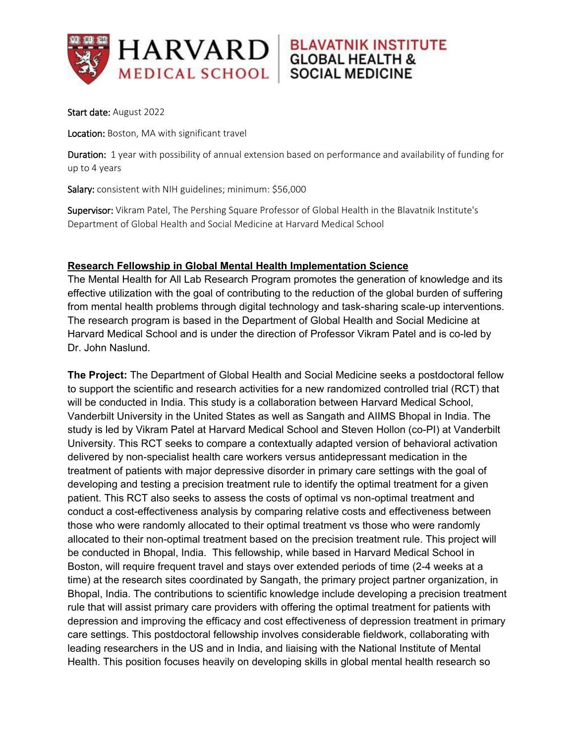**HARVARD MEDICAL SCHOOL** | **BLAVATNIK INSTITUTE GLOBAL HEALTH & SOCIAL MEDICINE**

**Start date:** August 2022

**Location:** Boston, MA with significant travel

**Duration:** 1 year with possibility of annual extension based on performance and availability of funding for up to 4 years

**Salary:** consistent with NIH guidelines; minimum: $56,000

**Supervisor:** Vikram Patel, The Pershing Square Professor of Global Health in the Blavatnik Institute's Department of Global Health and Social Medicine at Harvard Medical School

## Research Fellowship in Global Mental Health Implementation Science

The Mental Health for All Lab Research Program promotes the generation of knowledge and its effective utilization with the goal of contributing to the reduction of the global burden of suffering from mental health problems through digital technology and task-sharing scale-up interventions. The research program is based in the Department of Global Health and Social Medicine at Harvard Medical School and is under the direction of Professor Vikram Patel and is co-led by Dr. John Naslund.

**The Project:** The Department of Global Health and Social Medicine seeks a postdoctoral fellow to support the scientific and research activities for a new randomized controlled trial (RCT) that will be conducted in India. This study is a collaboration between Harvard Medical School, Vanderbilt University in the United States as well as Sangath and AIIMS Bhopal in India. The study is led by Vikram Patel at Harvard Medical School and Steven Hollon (co-PI) at Vanderbilt University. This RCT seeks to compare a contextually adapted version of behavioral activation delivered by non-specialist health care workers versus antidepressant medication in the treatment of patients with major depressive disorder in primary care settings with the goal of developing and testing a precision treatment rule to identify the optimal treatment for a given patient. This RCT also seeks to assess the costs of optimal vs non-optimal treatment and conduct a cost-effectiveness analysis by comparing relative costs and effectiveness between those who were randomly allocated to their optimal treatment vs those who were randomly allocated to their non-optimal treatment based on the precision treatment rule. This project will be conducted in Bhopal, India. This fellowship, while based in Harvard Medical School in Boston, will require frequent travel and stays over extended periods of time (2-4 weeks at a time) at the research sites coordinated by Sangath, the primary project partner organization, in Bhopal, India. The contributions to scientific knowledge include developing a precision treatment rule that will assist primary care providers with offering the optimal treatment for patients with depression and improving the efficacy and cost effectiveness of depression treatment in primary care settings. This postdoctoral fellowship involves considerable fieldwork, collaborating with leading researchers in the US and in India, and liaising with the National Institute of Mental Health. This position focuses heavily on developing skills in global mental health research so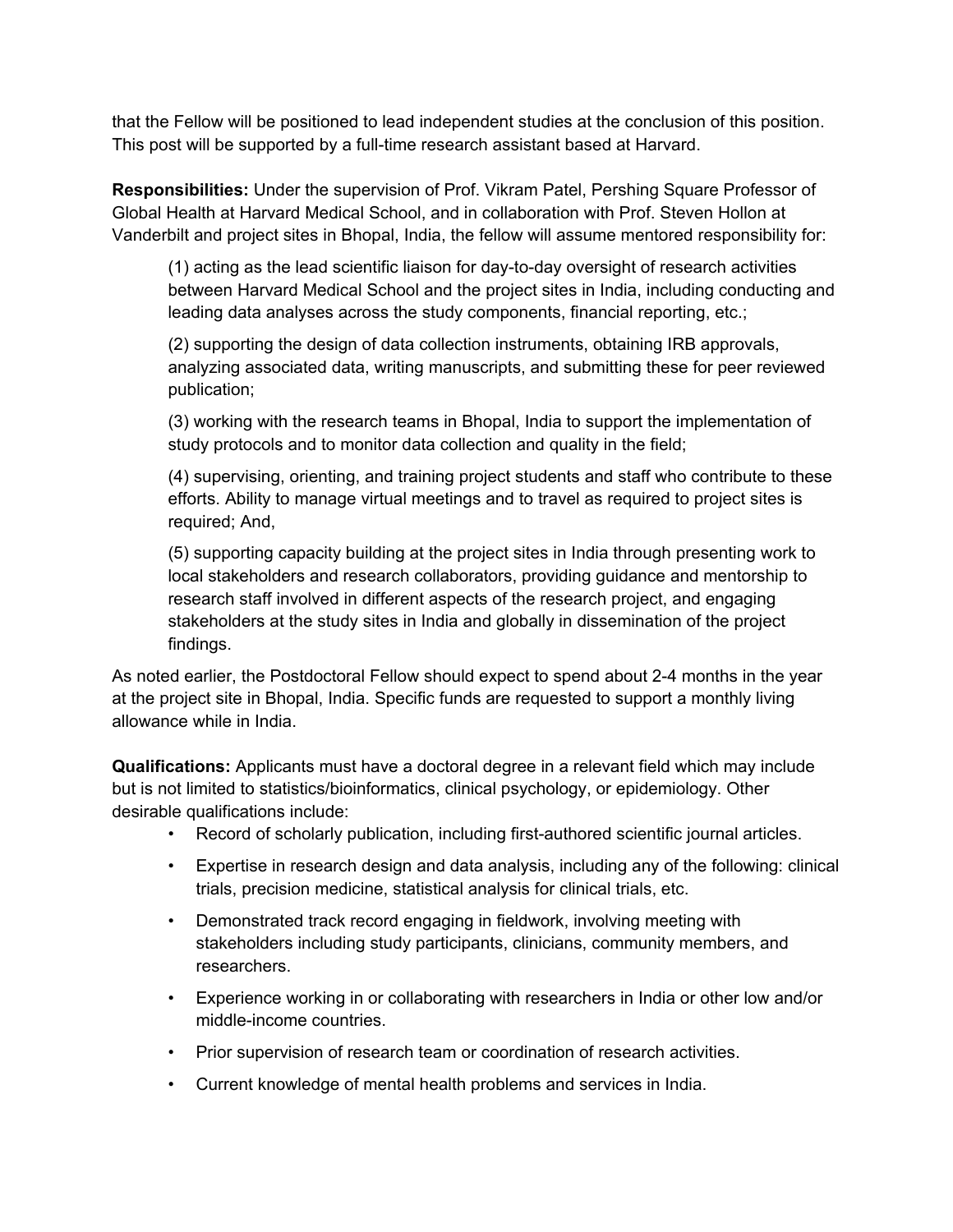that the Fellow will be positioned to lead independent studies at the conclusion of this position. This post will be supported by a full-time research assistant based at Harvard.

**Responsibilities:** Under the supervision of Prof. Vikram Patel, Pershing Square Professor of Global Health at Harvard Medical School, and in collaboration with Prof. Steven Hollon at Vanderbilt and project sites in Bhopal, India, the fellow will assume mentored responsibility for:

> (1) acting as the lead scientific liaison for day-to-day oversight of research activities between Harvard Medical School and the project sites in India, including conducting and leading data analyses across the study components, financial reporting, etc.;
>
> (2) supporting the design of data collection instruments, obtaining IRB approvals, analyzing associated data, writing manuscripts, and submitting these for peer reviewed publication;
>
> (3) working with the research teams in Bhopal, India to support the implementation of study protocols and to monitor data collection and quality in the field;
>
> (4) supervising, orienting, and training project students and staff who contribute to these efforts. Ability to manage virtual meetings and to travel as required to project sites is required; And,
>
> (5) supporting capacity building at the project sites in India through presenting work to local stakeholders and research collaborators, providing guidance and mentorship to research staff involved in different aspects of the research project, and engaging stakeholders at the study sites in India and globally in dissemination of the project findings.

As noted earlier, the Postdoctoral Fellow should expect to spend about 2-4 months in the year at the project site in Bhopal, India. Specific funds are requested to support a monthly living allowance while in India.

**Qualifications:** Applicants must have a doctoral degree in a relevant field which may include but is not limited to statistics/bioinformatics, clinical psychology, or epidemiology. Other desirable qualifications include:

- Record of scholarly publication, including first-authored scientific journal articles.
- Expertise in research design and data analysis, including any of the following: clinical trials, precision medicine, statistical analysis for clinical trials, etc.
- Demonstrated track record engaging in fieldwork, involving meeting with stakeholders including study participants, clinicians, community members, and researchers.
- Experience working in or collaborating with researchers in India or other low and/or middle-income countries.
- Prior supervision of research team or coordination of research activities.
- Current knowledge of mental health problems and services in India.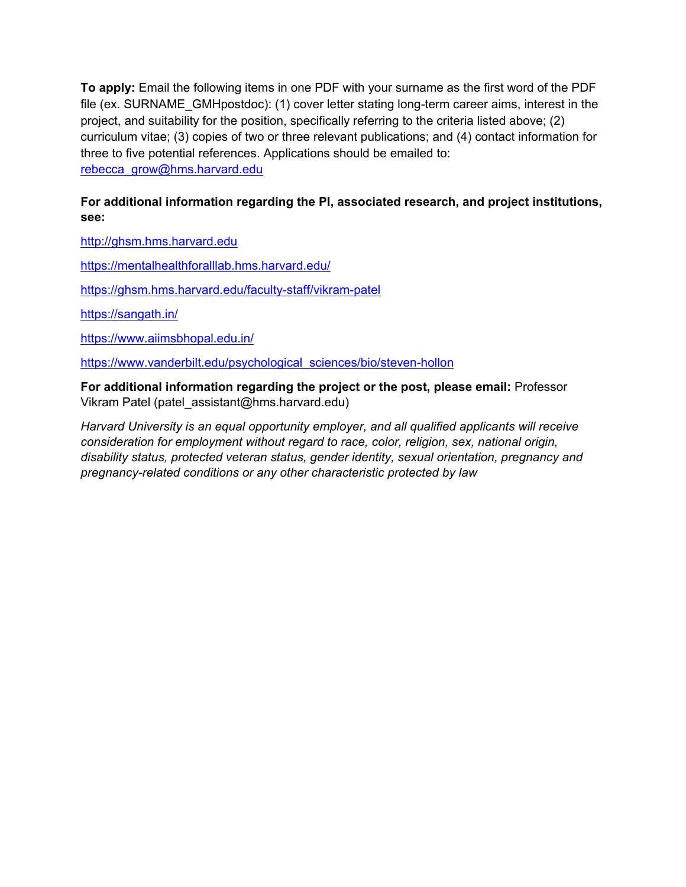**To apply:** Email the following items in one PDF with your surname as the first word of the PDF file (ex. SURNAME_GMHpostdoc): (1) cover letter stating long-term career aims, interest in the project, and suitability for the position, specifically referring to the criteria listed above; (2) curriculum vitae; (3) copies of two or three relevant publications; and (4) contact information for three to five potential references. Applications should be emailed to: rebecca_grow@hms.harvard.edu

**For additional information regarding the PI, associated research, and project institutions, see:**

http://ghsm.hms.harvard.edu

https://mentalhealthforalllab.hms.harvard.edu/

https://ghsm.hms.harvard.edu/faculty-staff/vikram-patel

https://sangath.in/

https://www.aiimsbhopal.edu.in/

https://www.vanderbilt.edu/psychological_sciences/bio/steven-hollon

**For additional information regarding the project or the post, please email:** Professor Vikram Patel (patel_assistant@hms.harvard.edu)

*Harvard University is an equal opportunity employer, and all qualified applicants will receive consideration for employment without regard to race, color, religion, sex, national origin, disability status, protected veteran status, gender identity, sexual orientation, pregnancy and pregnancy-related conditions or any other characteristic protected by law*